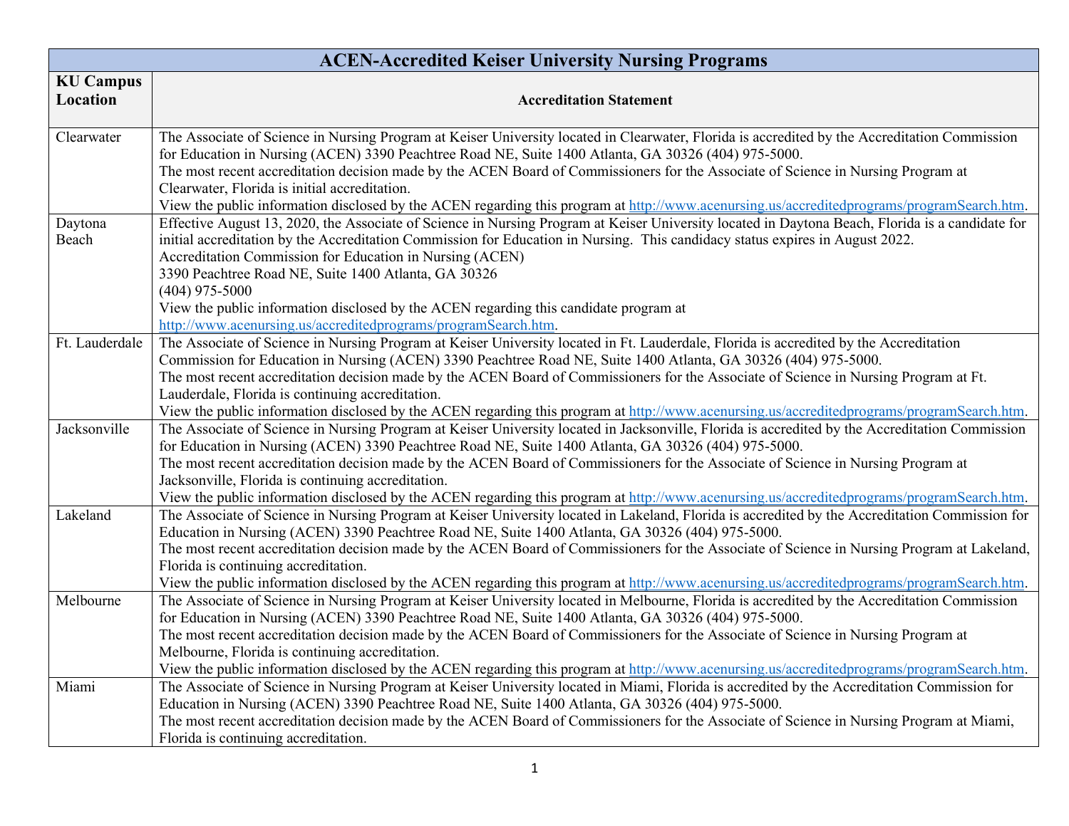| ACEN-Accredited Keiser University Nursing Programs | |
|---|---|
| **KU Campus Location** | **Accreditation Statement** |
| Clearwater | The Associate of Science in Nursing Program at Keiser University located in Clearwater, Florida is accredited by the Accreditation Commission for Education in Nursing (ACEN) 3390 Peachtree Road NE, Suite 1400 Atlanta, GA 30326 (404) 975-5000.<br>The most recent accreditation decision made by the ACEN Board of Commissioners for the Associate of Science in Nursing Program at Clearwater, Florida is initial accreditation.<br>View the public information disclosed by the ACEN regarding this program at http://www.acenursing.us/accreditedprograms/programSearch.htm. |
| Daytona Beach | Effective August 13, 2020, the Associate of Science in Nursing Program at Keiser University located in Daytona Beach, Florida is a candidate for initial accreditation by the Accreditation Commission for Education in Nursing. This candidacy status expires in August 2022.<br>Accreditation Commission for Education in Nursing (ACEN)<br>3390 Peachtree Road NE, Suite 1400 Atlanta, GA 30326<br>(404) 975-5000<br>View the public information disclosed by the ACEN regarding this candidate program at http://www.acenursing.us/accreditedprograms/programSearch.htm. |
| Ft. Lauderdale | The Associate of Science in Nursing Program at Keiser University located in Ft. Lauderdale, Florida is accredited by the Accreditation Commission for Education in Nursing (ACEN) 3390 Peachtree Road NE, Suite 1400 Atlanta, GA 30326 (404) 975-5000.<br>The most recent accreditation decision made by the ACEN Board of Commissioners for the Associate of Science in Nursing Program at Ft. Lauderdale, Florida is continuing accreditation.<br>View the public information disclosed by the ACEN regarding this program at http://www.acenursing.us/accreditedprograms/programSearch.htm. |
| Jacksonville | The Associate of Science in Nursing Program at Keiser University located in Jacksonville, Florida is accredited by the Accreditation Commission for Education in Nursing (ACEN) 3390 Peachtree Road NE, Suite 1400 Atlanta, GA 30326 (404) 975-5000.<br>The most recent accreditation decision made by the ACEN Board of Commissioners for the Associate of Science in Nursing Program at Jacksonville, Florida is continuing accreditation.<br>View the public information disclosed by the ACEN regarding this program at http://www.acenursing.us/accreditedprograms/programSearch.htm. |
| Lakeland | The Associate of Science in Nursing Program at Keiser University located in Lakeland, Florida is accredited by the Accreditation Commission for Education in Nursing (ACEN) 3390 Peachtree Road NE, Suite 1400 Atlanta, GA 30326 (404) 975-5000.<br>The most recent accreditation decision made by the ACEN Board of Commissioners for the Associate of Science in Nursing Program at Lakeland, Florida is continuing accreditation.<br>View the public information disclosed by the ACEN regarding this program at http://www.acenursing.us/accreditedprograms/programSearch.htm. |
| Melbourne | The Associate of Science in Nursing Program at Keiser University located in Melbourne, Florida is accredited by the Accreditation Commission for Education in Nursing (ACEN) 3390 Peachtree Road NE, Suite 1400 Atlanta, GA 30326 (404) 975-5000.<br>The most recent accreditation decision made by the ACEN Board of Commissioners for the Associate of Science in Nursing Program at Melbourne, Florida is continuing accreditation.<br>View the public information disclosed by the ACEN regarding this program at http://www.acenursing.us/accreditedprograms/programSearch.htm. |
| Miami | The Associate of Science in Nursing Program at Keiser University located in Miami, Florida is accredited by the Accreditation Commission for Education in Nursing (ACEN) 3390 Peachtree Road NE, Suite 1400 Atlanta, GA 30326 (404) 975-5000.<br>The most recent accreditation decision made by the ACEN Board of Commissioners for the Associate of Science in Nursing Program at Miami, Florida is continuing accreditation. |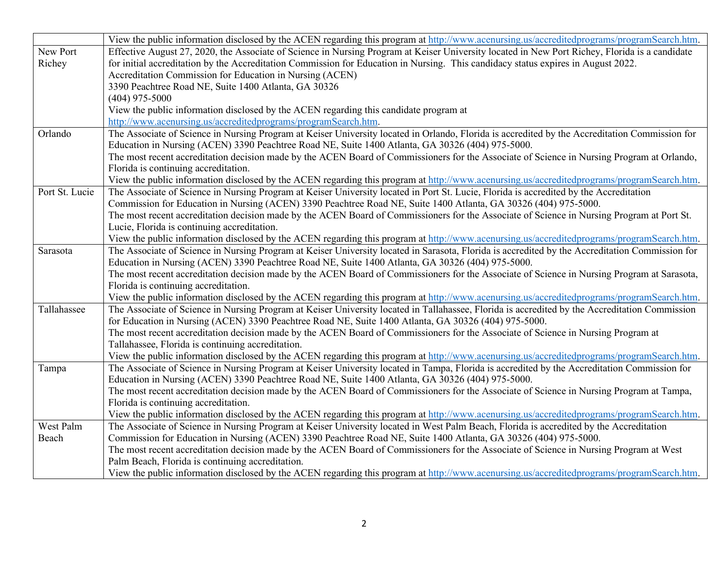| | |
|---|---|
| | View the public information disclosed by the ACEN regarding this program at http://www.acenursing.us/accreditedprograms/programSearch.htm. |
| New Port Richey | Effective August 27, 2020, the Associate of Science in Nursing Program at Keiser University located in New Port Richey, Florida is a candidate for initial accreditation by the Accreditation Commission for Education in Nursing. This candidacy status expires in August 2022.<br>Accreditation Commission for Education in Nursing (ACEN)<br>3390 Peachtree Road NE, Suite 1400 Atlanta, GA 30326<br>(404) 975-5000<br>View the public information disclosed by the ACEN regarding this candidate program at http://www.acenursing.us/accreditedprograms/programSearch.htm. |
| Orlando | The Associate of Science in Nursing Program at Keiser University located in Orlando, Florida is accredited by the Accreditation Commission for Education in Nursing (ACEN) 3390 Peachtree Road NE, Suite 1400 Atlanta, GA 30326 (404) 975-5000.<br>The most recent accreditation decision made by the ACEN Board of Commissioners for the Associate of Science in Nursing Program at Orlando, Florida is continuing accreditation.<br>View the public information disclosed by the ACEN regarding this program at http://www.acenursing.us/accreditedprograms/programSearch.htm. |
| Port St. Lucie | The Associate of Science in Nursing Program at Keiser University located in Port St. Lucie, Florida is accredited by the Accreditation Commission for Education in Nursing (ACEN) 3390 Peachtree Road NE, Suite 1400 Atlanta, GA 30326 (404) 975-5000.<br>The most recent accreditation decision made by the ACEN Board of Commissioners for the Associate of Science in Nursing Program at Port St. Lucie, Florida is continuing accreditation.<br>View the public information disclosed by the ACEN regarding this program at http://www.acenursing.us/accreditedprograms/programSearch.htm. |
| Sarasota | The Associate of Science in Nursing Program at Keiser University located in Sarasota, Florida is accredited by the Accreditation Commission for Education in Nursing (ACEN) 3390 Peachtree Road NE, Suite 1400 Atlanta, GA 30326 (404) 975-5000.<br>The most recent accreditation decision made by the ACEN Board of Commissioners for the Associate of Science in Nursing Program at Sarasota, Florida is continuing accreditation.<br>View the public information disclosed by the ACEN regarding this program at http://www.acenursing.us/accreditedprograms/programSearch.htm. |
| Tallahassee | The Associate of Science in Nursing Program at Keiser University located in Tallahassee, Florida is accredited by the Accreditation Commission for Education in Nursing (ACEN) 3390 Peachtree Road NE, Suite 1400 Atlanta, GA 30326 (404) 975-5000.<br>The most recent accreditation decision made by the ACEN Board of Commissioners for the Associate of Science in Nursing Program at Tallahassee, Florida is continuing accreditation.<br>View the public information disclosed by the ACEN regarding this program at http://www.acenursing.us/accreditedprograms/programSearch.htm. |
| Tampa | The Associate of Science in Nursing Program at Keiser University located in Tampa, Florida is accredited by the Accreditation Commission for Education in Nursing (ACEN) 3390 Peachtree Road NE, Suite 1400 Atlanta, GA 30326 (404) 975-5000.<br>The most recent accreditation decision made by the ACEN Board of Commissioners for the Associate of Science in Nursing Program at Tampa, Florida is continuing accreditation.<br>View the public information disclosed by the ACEN regarding this program at http://www.acenursing.us/accreditedprograms/programSearch.htm. |
| West Palm Beach | The Associate of Science in Nursing Program at Keiser University located in West Palm Beach, Florida is accredited by the Accreditation Commission for Education in Nursing (ACEN) 3390 Peachtree Road NE, Suite 1400 Atlanta, GA 30326 (404) 975-5000.<br>The most recent accreditation decision made by the ACEN Board of Commissioners for the Associate of Science in Nursing Program at West Palm Beach, Florida is continuing accreditation.<br>View the public information disclosed by the ACEN regarding this program at http://www.acenursing.us/accreditedprograms/programSearch.htm. |